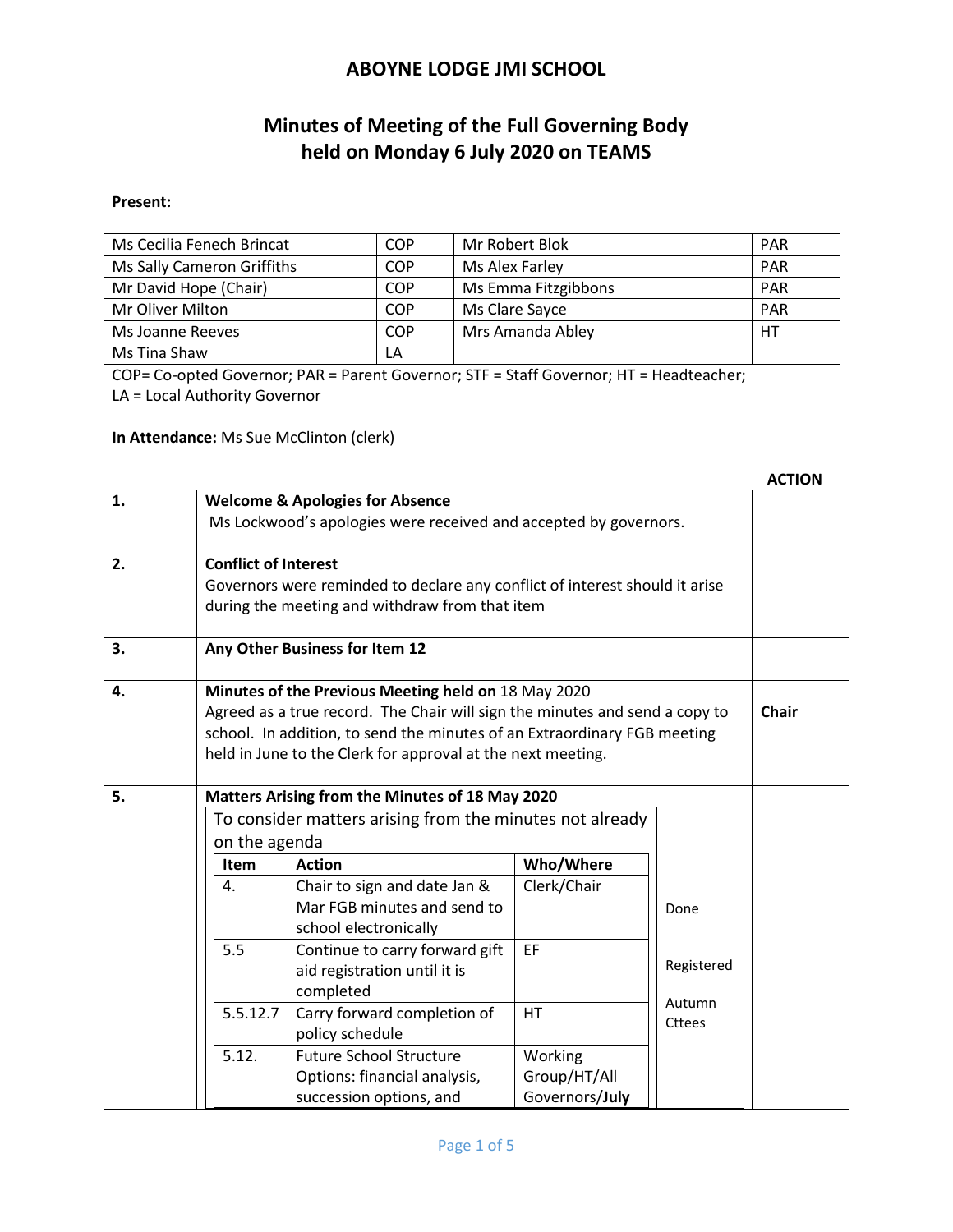# ABOYNE LODGE JMI SCHOOL

## Minutes of Meeting of the Full Governing Body held on Monday 6 July 2020 on TEAMS

**Present:**

| | | | |
|---|---|---|---|
| Ms Cecilia Fenech Brincat | COP | Mr Robert Blok | PAR |
| Ms Sally Cameron Griffiths | COP | Ms Alex Farley | PAR |
| Mr David Hope (Chair) | COP | Ms Emma Fitzgibbons | PAR |
| Mr Oliver Milton | COP | Ms Clare Sayce | PAR |
| Ms Joanne Reeves | COP | Mrs Amanda Abley | HT |
| Ms Tina Shaw | LA | | |

COP= Co-opted Governor; PAR = Parent Governor; STF = Staff Governor; HT = Headteacher; LA = Local Authority Governor

**In Attendance:** Ms Sue McClinton (clerk)

| | | **ACTION** |
|---|---|---|
| **1.** | **Welcome & Apologies for Absence**<br>Ms Lockwood's apologies were received and accepted by governors. | |
| **2.** | **Conflict of Interest**<br>Governors were reminded to declare any conflict of interest should it arise during the meeting and withdraw from that item | |
| **3.** | **Any Other Business for Item 12** | |
| **4.** | **Minutes of the Previous Meeting held on** 18 May 2020<br>Agreed as a true record. The Chair will sign the minutes and send a copy to school. In addition, to send the minutes of an Extraordinary FGB meeting held in June to the Clerk for approval at the next meeting. | **Chair** |
| **5.** | **Matters Arising from the Minutes of 18 May 2020**<br>To consider matters arising from the minutes not already on the agenda | |

| Item | Action | Who/Where | |
|---|---|---|---|
| 4. | Chair to sign and date Jan & Mar FGB minutes and send to school electronically | Clerk/Chair | Done |
| 5.5 | Continue to carry forward gift aid registration until it is completed | EF | Registered |
| 5.5.12.7 | Carry forward completion of policy schedule | HT | Autumn Cttees |
| 5.12. | Future School Structure Options: financial analysis, succession options, and | Working Group/HT/All Governors/**July** | |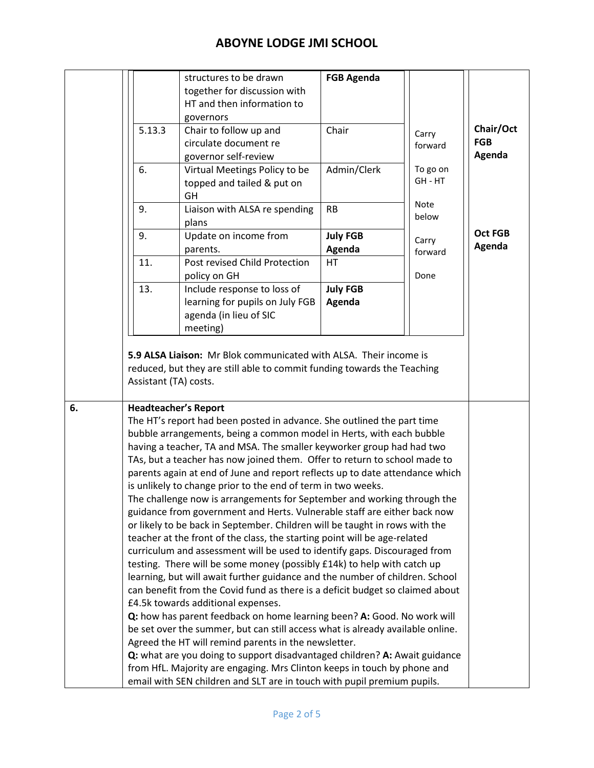# ABOYNE LODGE JMI SCHOOL

| Ref | Action | Who | Status | Next |
|---|---|---|---|---|
| | structures to be drawn together for discussion with HT and then information to governors | **FGB Agenda** | | |
| 5.13.3 | Chair to follow up and circulate document re governor self-review | Chair | Carry forward | **Chair/Oct FGB Agenda** |
| 6. | Virtual Meetings Policy to be topped and tailed & put on GH | Admin/Clerk | To go on GH - HT | |
| 9. | Liaison with ALSA re spending plans | RB | Note below | |
| 9. | Update on income from parents. | **July FGB Agenda** | Carry forward | **Oct FGB Agenda** |
| 11. | Post revised Child Protection policy on GH | HT | Done | |
| 13. | Include response to loss of learning for pupils on July FGB agenda (in lieu of SIC meeting) | **July FGB Agenda** | | |

**5.9 ALSA Liaison:** Mr Blok communicated with ALSA. Their income is reduced, but they are still able to commit funding towards the Teaching Assistant (TA) costs.

## 6. Headteacher's Report

The HT's report had been posted in advance. She outlined the part time bubble arrangements, being a common model in Herts, with each bubble having a teacher, TA and MSA. The smaller keyworker group had had two TAs, but a teacher has now joined them. Offer to return to school made to parents again at end of June and report reflects up to date attendance which is unlikely to change prior to the end of term in two weeks.

The challenge now is arrangements for September and working through the guidance from government and Herts. Vulnerable staff are either back now or likely to be back in September. Children will be taught in rows with the teacher at the front of the class, the starting point will be age-related curriculum and assessment will be used to identify gaps. Discouraged from testing. There will be some money (possibly £14k) to help with catch up learning, but will await further guidance and the number of children. School can benefit from the Covid fund as there is a deficit budget so claimed about £4.5k towards additional expenses.

**Q:** how has parent feedback on home learning been? **A:** Good. No work will be set over the summer, but can still access what is already available online. Agreed the HT will remind parents in the newsletter.

**Q:** what are you doing to support disadvantaged children? **A:** Await guidance from HfL. Majority are engaging. Mrs Clinton keeps in touch by phone and email with SEN children and SLT are in touch with pupil premium pupils.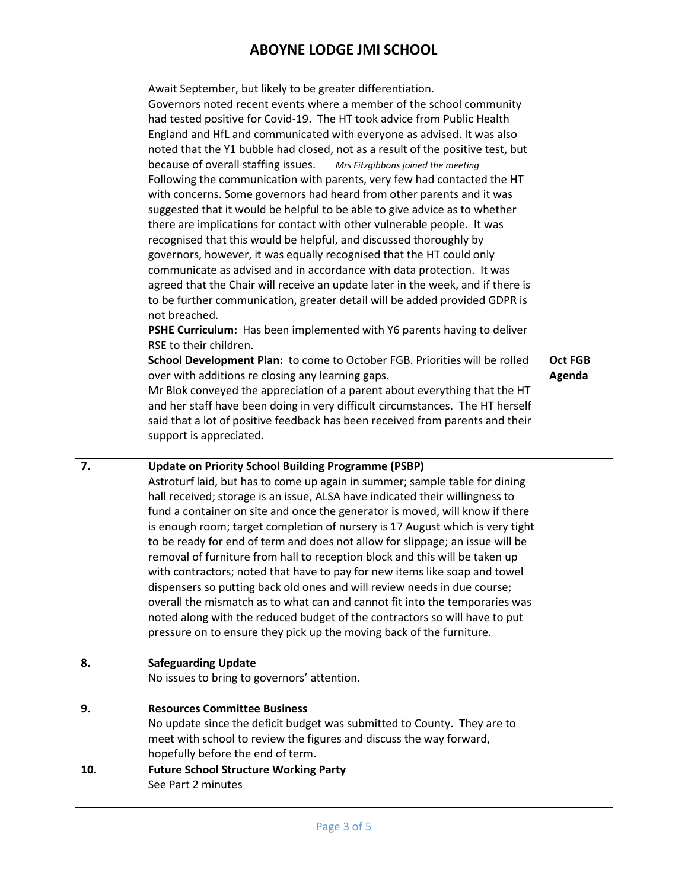| | | |
|---|---|---|
| | Await September, but likely to be greater differentiation.<br>Governors noted recent events where a member of the school community had tested positive for Covid-19. The HT took advice from Public Health England and HfL and communicated with everyone as advised. It was also noted that the Y1 bubble had closed, not as a result of the positive test, but because of overall staffing issues. *Mrs Fitzgibbons joined the meeting*<br>Following the communication with parents, very few had contacted the HT with concerns. Some governors had heard from other parents and it was suggested that it would be helpful to be able to give advice as to whether there are implications for contact with other vulnerable people. It was recognised that this would be helpful, and discussed thoroughly by governors, however, it was equally recognised that the HT could only communicate as advised and in accordance with data protection. It was agreed that the Chair will receive an update later in the week, and if there is to be further communication, greater detail will be added provided GDPR is not breached.<br>**PSHE Curriculum:** Has been implemented with Y6 parents having to deliver RSE to their children.<br>**School Development Plan:** to come to October FGB. Priorities will be rolled over with additions re closing any learning gaps.<br>Mr Blok conveyed the appreciation of a parent about everything that the HT and her staff have been doing in very difficult circumstances. The HT herself said that a lot of positive feedback has been received from parents and their support is appreciated. | **Oct FGB Agenda** |
| **7.** | **Update on Priority School Building Programme (PSBP)**<br>Astroturf laid, but has to come up again in summer; sample table for dining hall received; storage is an issue, ALSA have indicated their willingness to fund a container on site and once the generator is moved, will know if there is enough room; target completion of nursery is 17 August which is very tight to be ready for end of term and does not allow for slippage; an issue will be removal of furniture from hall to reception block and this will be taken up with contractors; noted that have to pay for new items like soap and towel dispensers so putting back old ones and will review needs in due course; overall the mismatch as to what can and cannot fit into the temporaries was noted along with the reduced budget of the contractors so will have to put pressure on to ensure they pick up the moving back of the furniture. | |
| **8.** | **Safeguarding Update**<br>No issues to bring to governors' attention. | |
| **9.** | **Resources Committee Business**<br>No update since the deficit budget was submitted to County. They are to meet with school to review the figures and discuss the way forward, hopefully before the end of term. | |
| **10.** | **Future School Structure Working Party**<br>See Part 2 minutes | |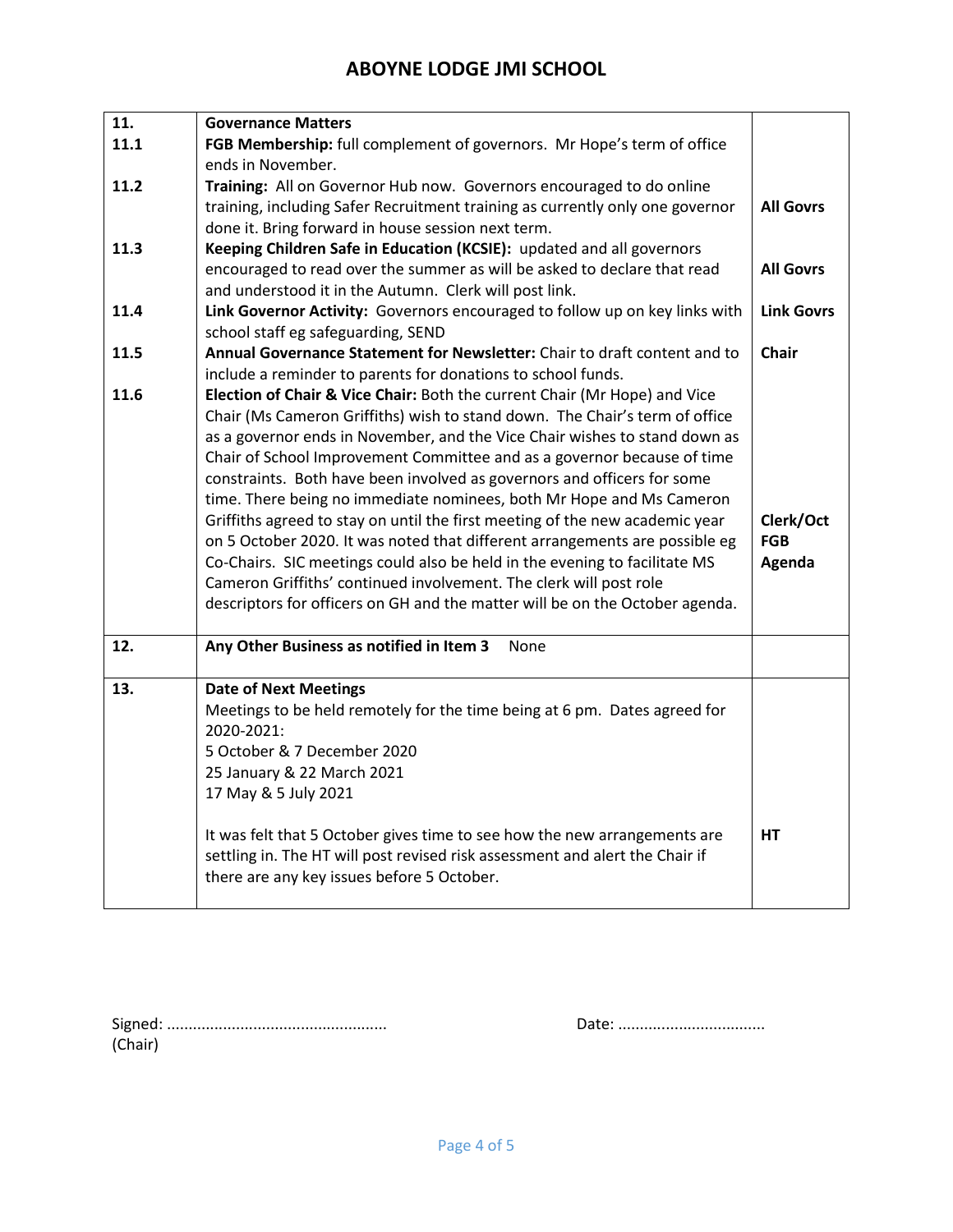# ABOYNE LODGE JMI SCHOOL

| | | |
|---|---|---|
| **11.** | **Governance Matters** | |
| **11.1** | **FGB Membership:** full complement of governors. Mr Hope's term of office ends in November. | |
| **11.2** | **Training:** All on Governor Hub now. Governors encouraged to do online training, including Safer Recruitment training as currently only one governor done it. Bring forward in house session next term. | **All Govrs** |
| **11.3** | **Keeping Children Safe in Education (KCSIE):** updated and all governors encouraged to read over the summer as will be asked to declare that read and understood it in the Autumn. Clerk will post link. | **All Govrs** |
| **11.4** | **Link Governor Activity:** Governors encouraged to follow up on key links with school staff eg safeguarding, SEND | **Link Govrs** |
| **11.5** | **Annual Governance Statement for Newsletter:** Chair to draft content and to include a reminder to parents for donations to school funds. | **Chair** |
| **11.6** | **Election of Chair & Vice Chair:** Both the current Chair (Mr Hope) and Vice Chair (Ms Cameron Griffiths) wish to stand down. The Chair's term of office as a governor ends in November, and the Vice Chair wishes to stand down as Chair of School Improvement Committee and as a governor because of time constraints. Both have been involved as governors and officers for some time. There being no immediate nominees, both Mr Hope and Ms Cameron Griffiths agreed to stay on until the first meeting of the new academic year on 5 October 2020. It was noted that different arrangements are possible eg Co-Chairs. SIC meetings could also be held in the evening to facilitate MS Cameron Griffiths' continued involvement. The clerk will post role descriptors for officers on GH and the matter will be on the October agenda. | **Clerk/Oct FGB Agenda** |
| **12.** | **Any Other Business as notified in Item 3** None | |
| **13.** | **Date of Next Meetings**<br>Meetings to be held remotely for the time being at 6 pm. Dates agreed for 2020-2021:<br>5 October & 7 December 2020<br>25 January & 22 March 2021<br>17 May & 5 July 2021<br><br>It was felt that 5 October gives time to see how the new arrangements are settling in. The HT will post revised risk assessment and alert the Chair if there are any key issues before 5 October. | **HT** |

Signed: ..................................................
(Chair)

Date: .................................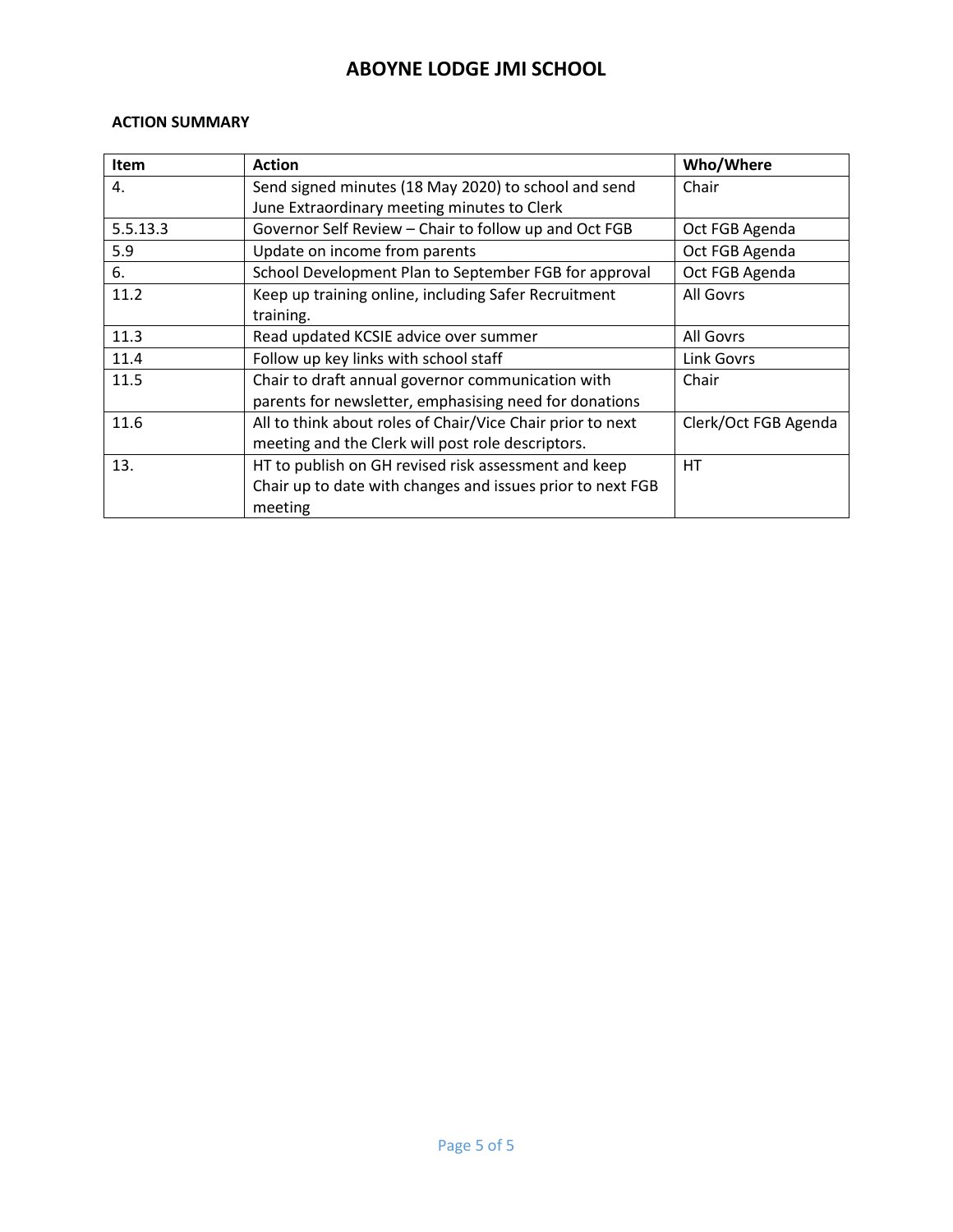# ABOYNE LODGE JMI SCHOOL

**ACTION SUMMARY**

| Item | Action | Who/Where |
|---|---|---|
| 4. | Send signed minutes (18 May 2020) to school and send June Extraordinary meeting minutes to Clerk | Chair |
| 5.5.13.3 | Governor Self Review – Chair to follow up and Oct FGB | Oct FGB Agenda |
| 5.9 | Update on income from parents | Oct FGB Agenda |
| 6. | School Development Plan to September FGB for approval | Oct FGB Agenda |
| 11.2 | Keep up training online, including Safer Recruitment training. | All Govrs |
| 11.3 | Read updated KCSIE advice over summer | All Govrs |
| 11.4 | Follow up key links with school staff | Link Govrs |
| 11.5 | Chair to draft annual governor communication with parents for newsletter, emphasising need for donations | Chair |
| 11.6 | All to think about roles of Chair/Vice Chair prior to next meeting and the Clerk will post role descriptors. | Clerk/Oct FGB Agenda |
| 13. | HT to publish on GH revised risk assessment and keep Chair up to date with changes and issues prior to next FGB meeting | HT |